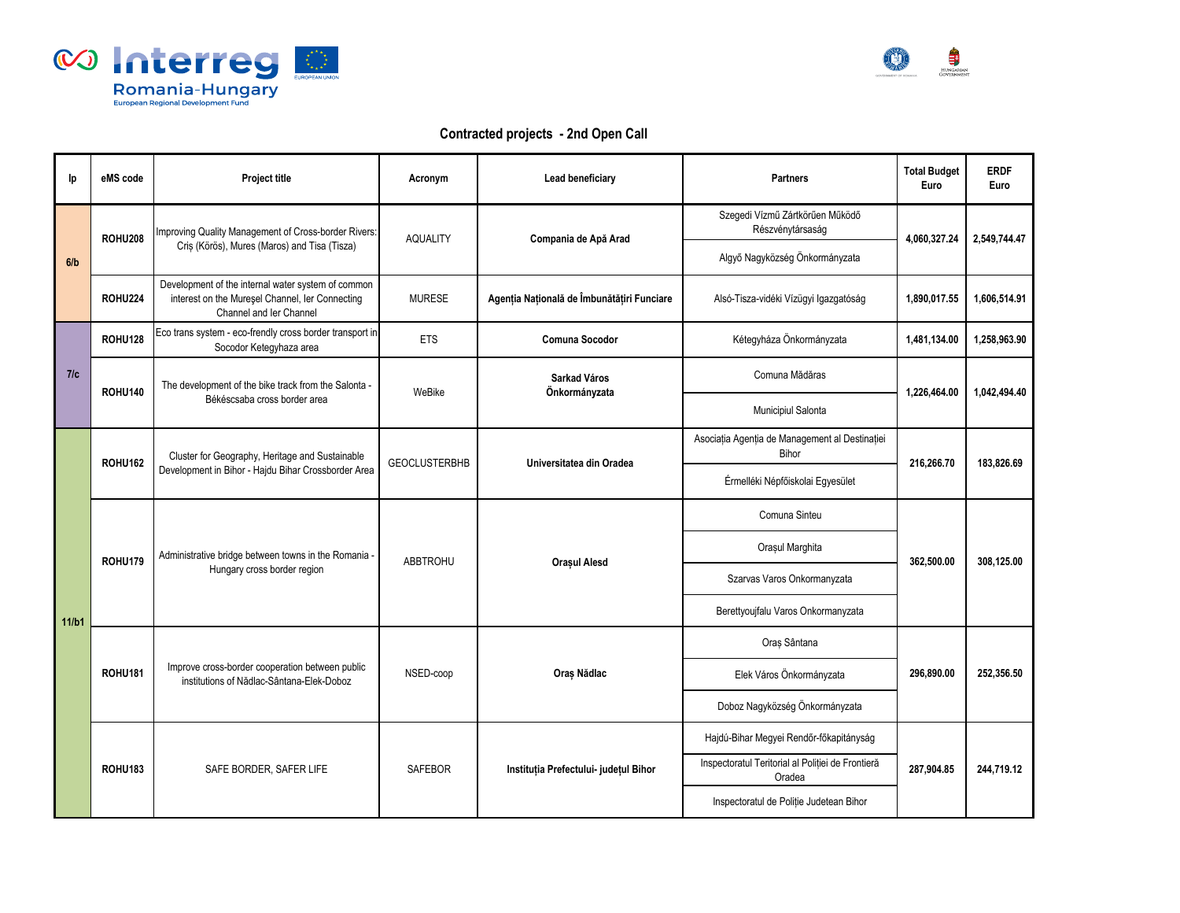## Contracted projects - 2nd Open Call

| Ip | eMS code | Project title | Acronym | Lead beneficiary | Partners | Total Budget Euro | ERDF Euro |
|---|---|---|---|---|---|---|---|
| 6/b | ROHU208 | Improving Quality Management of Cross-border Rivers: Criş (Körös), Mures (Maros) and Tisa (Tisza) | AQUALITY | **Compania de Apă Arad** | Szegedi Vízmű Zártkörűen Működő Részvénytársaság | **4,060,327.24** | **2,549,744.47** |
| | | | | | Algyő Nagyközség Önkormányzata | | |
| | ROHU224 | Development of the internal water system of common interest on the Mureşel Channel, Ier Connecting Channel and Ier Channel | MURESE | **Agenția Națională de Îmbunătățiri Funciare** | Alsó-Tisza-vidéki Vízügyi Igazgatóság | **1,890,017.55** | **1,606,514.91** |
| 7/c | ROHU128 | Eco trans system - eco-frendly cross border transport in Socodor Ketegyhaza area | ETS | **Comuna Socodor** | Kétegyháza Önkormányzata | **1,481,134.00** | **1,258,963.90** |
| | ROHU140 | The development of the bike track from the Salonta - Békéscsaba cross border area | WeBike | **Sarkad Város Önkormányzata** | Comuna Mădăras | **1,226,464.00** | **1,042,494.40** |
| | | | | | Municipiul Salonta | | |
| 11/b1 | ROHU162 | Cluster for Geography, Heritage and Sustainable Development in Bihor - Hajdu Bihar Crossborder Area | GEOCLUSTERBHB | **Universitatea din Oradea** | Asociația Agenția de Management al Destinației Bihor | **216,266.70** | **183,826.69** |
| | | | | | Érmelléki Népfőiskolai Egyesület | | |
| | ROHU179 | Administrative bridge between towns in the Romania - Hungary cross border region | ABBTROHU | **Orașul Alesd** | Comuna Sinteu | **362,500.00** | **308,125.00** |
| | | | | | Orașul Marghita | | |
| | | | | | Szarvas Varos Onkormanyzata | | |
| | | | | | Berettyoujfalu Varos Onkormanyzata | | |
| | ROHU181 | Improve cross-border cooperation between public institutions of Nădlac-Sântana-Elek-Doboz | NSED-coop | **Oraș Nădlac** | Oraș Sântana | **296,890.00** | **252,356.50** |
| | | | | | Elek Város Önkormányzata | | |
| | | | | | Doboz Nagyközség Önkormányzata | | |
| | ROHU183 | SAFE BORDER, SAFER LIFE | SAFEBOR | **Instituția Prefectului- județul Bihor** | Hajdú-Bihar Megyei Rendőr-főkapitányság | **287,904.85** | **244,719.12** |
| | | | | | Inspectoratul Teritorial al Poliției de Frontieră Oradea | | |
| | | | | | Inspectoratul de Poliție Judetean Bihor | | |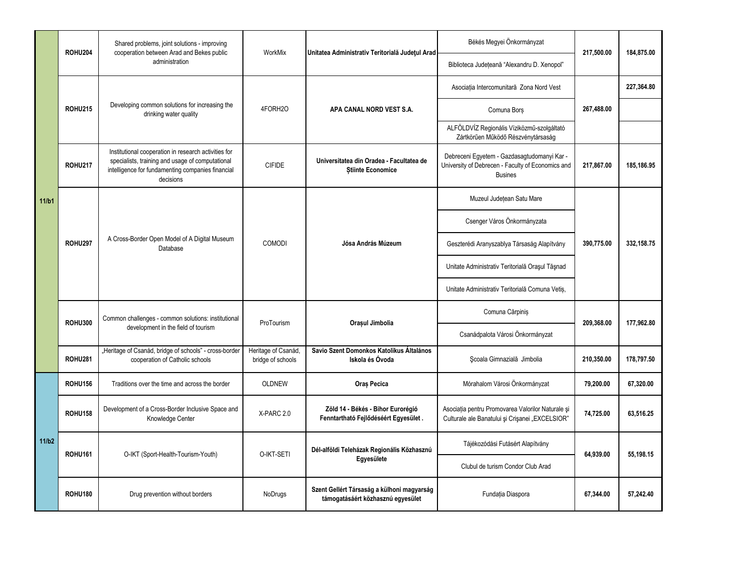| | | | | | | | |
|---|---|---|---|---|---|---|---|
| 11/b1 | **ROHU204** | Shared problems, joint solutions - improving cooperation between Arad and Bekes public administration | WorkMix | **Unitatea Administrativ Teritorială Județul Arad** | Békés Megyei Önkormányzat<br>Biblioteca Județeană "Alexandru D. Xenopol" | **217,500.00** | **184,875.00** |
| | **ROHU215** | Developing common solutions for increasing the drinking water quality | 4FORH2O | **APA CANAL NORD VEST S.A.** | Asociația Intercomunitară Zona Nord Vest<br>Comuna Borș<br>ALFÖLDVÍZ Regionális Víziközmű-szolgáltató Zártkörűen Működő Részvénytársaság | **267,488.00** | **227,364.80** |
| | **ROHU217** | Institutional cooperation in research activities for specialists, training and usage of computational intelligence for fundamenting companies financial decisions | CIFIDE | **Universitatea din Oradea - Facultatea de Științe Economice** | Debreceni Egyetem - Gazdasagtudomanyi Kar - University of Debrecen - Faculty of Economics and Busines | **217,867.00** | **185,186.95** |
| | **ROHU297** | A Cross-Border Open Model of A Digital Museum Database | COMODI | **Jósa András Múzeum** | Muzeul Județean Satu Mare<br>Csenger Város Önkormányzata<br>Geszterédi Aranyszablya Társaság Alapítvány<br>Unitate Administrativ Teritorială Orașul Tășnad<br>Unitate Administrativ Teritorială Comuna Vetiș, | **390,775.00** | **332,158.75** |
| | **ROHU300** | Common challenges - common solutions: institutional development in the field of tourism | ProTourism | **Orașul Jimbolia** | Comuna Cărpiniș<br>Csanádpalota Városi Önkormányzat | **209,368.00** | **177,962.80** |
| | **ROHU281** | „Heritage of Csanád, bridge of schools" - cross-border cooperation of Catholic schools | Heritage of Csanád, bridge of schools | **Savio Szent Domonkos Katolikus Általános Iskola és Óvoda** | Școala Gimnazială Jimbolia | **210,350.00** | **178,797.50** |
| 11/b2 | **ROHU156** | Traditions over the time and across the border | OLDNEW | **Oraș Pecica** | Mórahalom Városi Önkormányzat | **79,200.00** | **67,320.00** |
| | **ROHU158** | Development of a Cross-Border Inclusive Space and Knowledge Center | X-PARC 2.0 | **Zöld 14 - Békés - Bihor Eurorégió Fenntartható Fejlődéséért Egyesület .** | Asociația pentru Promovarea Valorilor Naturale și Culturale ale Banatului și Crișanei „EXCELSIOR" | **74,725.00** | **63,516.25** |
| | **ROHU161** | O-IKT (Sport-Health-Tourism-Youth) | O-IKT-SETI | **Dél-alföldi Teleházak Regionális Közhasznú Egyesülete** | Tájékozódási Futásért Alapítvány<br>Clubul de turism Condor Club Arad | **64,939.00** | **55,198.15** |
| | **ROHU180** | Drug prevention without borders | NoDrugs | **Szent Gellért Társaság a külhoni magyarság támogatásáért közhasznú egyesület** | Fundația Diaspora | **67,344.00** | **57,242.40** |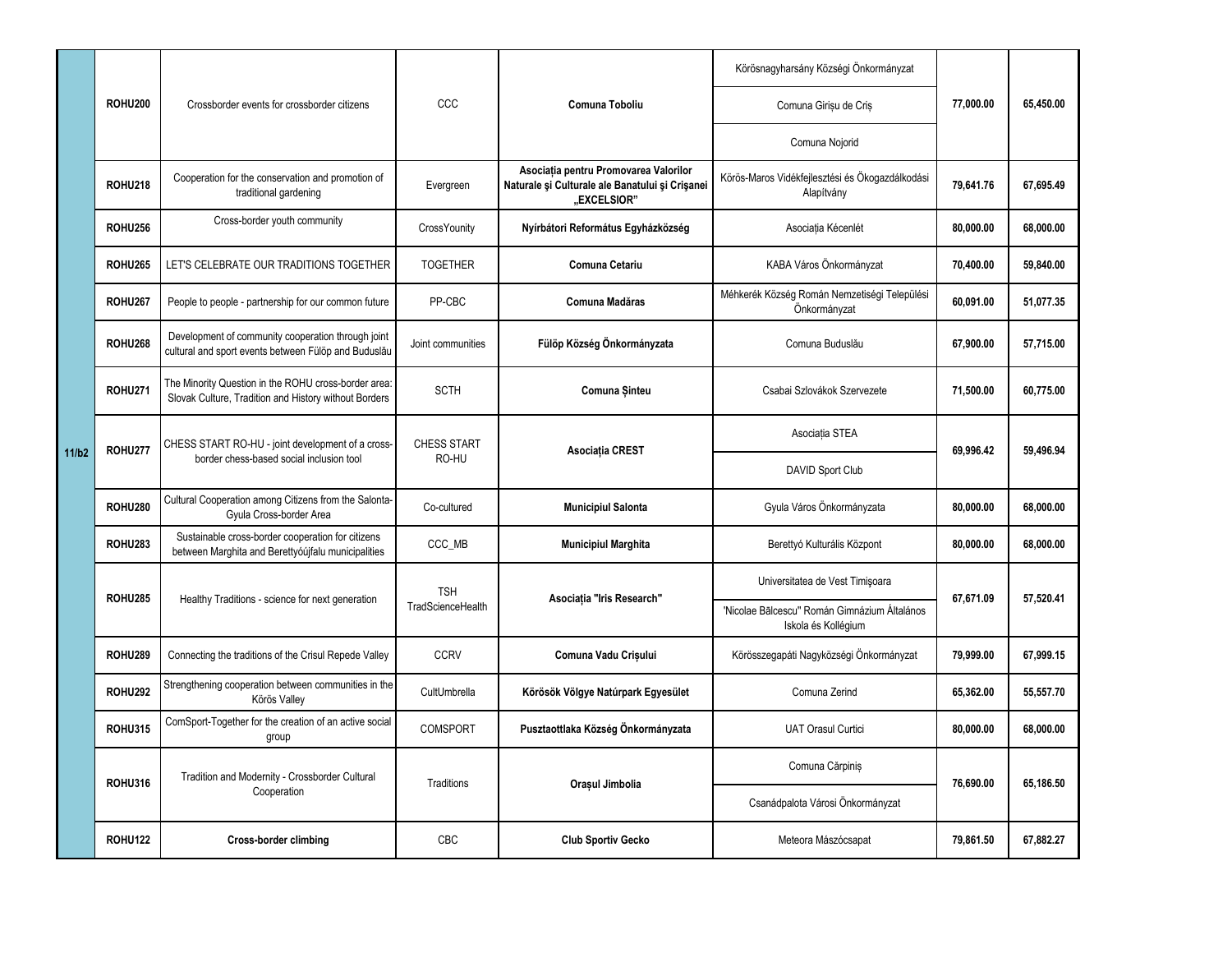| | | | | | | | |
|---|---|---|---|---|---|---|---|
| 11/b2 | **ROHU200** | Crossborder events for crossborder citizens | CCC | **Comuna Toboliu** | Körösnagyharsány Községi Önkormányzat<br>Comuna Girișu de Criș<br>Comuna Nojorid | **77,000.00** | **65,450.00** |
| | **ROHU218** | Cooperation for the conservation and promotion of traditional gardening | Evergreen | **Asociația pentru Promovarea Valorilor Naturale şi Culturale ale Banatului şi Crişanei „EXCELSIOR"** | Körös-Maros Vidékfejlesztési és Ökogazdálkodási Alapítvány | **79,641.76** | **67,695.49** |
| | **ROHU256** | Cross-border youth community | CrossYounity | **Nyírbátori Református Egyházközség** | Asociația Kécenlét | **80,000.00** | **68,000.00** |
| | **ROHU265** | LET'S CELEBRATE OUR TRADITIONS TOGETHER | TOGETHER | **Comuna Cetariu** | KABA Város Önkormányzat | **70,400.00** | **59,840.00** |
| | **ROHU267** | People to people - partnership for our common future | PP-CBC | **Comuna Madăras** | Méhkerék Község Román Nemzetiségi Települési Önkormányzat | **60,091.00** | **51,077.35** |
| | **ROHU268** | Development of community cooperation through joint cultural and sport events between Fülöp and Buduslău | Joint communities | **Fülöp Község Önkormányzata** | Comuna Buduslău | **67,900.00** | **57,715.00** |
| | **ROHU271** | The Minority Question in the ROHU cross-border area: Slovak Culture, Tradition and History without Borders | SCTH | **Comuna Șinteu** | Csabai Szlovákok Szervezete | **71,500.00** | **60,775.00** |
| | **ROHU277** | CHESS START RO-HU - joint development of a cross-border chess-based social inclusion tool | CHESS START RO-HU | **Asociația CREST** | Asociația STEA<br>DAVID Sport Club | **69,996.42** | **59,496.94** |
| | **ROHU280** | Cultural Cooperation among Citizens from the Salonta-Gyula Cross-border Area | Co-cultured | **Municipiul Salonta** | Gyula Város Önkormányzata | **80,000.00** | **68,000.00** |
| | **ROHU283** | Sustainable cross-border cooperation for citizens between Marghita and Berettyóújfalu municipalities | CCC_MB | **Municipiul Marghita** | Berettyó Kulturális Központ | **80,000.00** | **68,000.00** |
| | **ROHU285** | Healthy Traditions - science for next generation | TSH TradScienceHealth | **Asociația "Iris Research"** | Universitatea de Vest Timişoara<br>'Nicolae Bălcescu" Román Gimnázium Általános Iskola és Kollégium | **67,671.09** | **57,520.41** |
| | **ROHU289** | Connecting the traditions of the Crisul Repede Valley | CCRV | **Comuna Vadu Crișului** | Körösszegapáti Nagyközségi Önkormányzat | **79,999.00** | **67,999.15** |
| | **ROHU292** | Strengthening cooperation between communities in the Körös Valley | CultUmbrella | **Körösök Völgye Natúrpark Egyesület** | Comuna Zerind | **65,362.00** | **55,557.70** |
| | **ROHU315** | ComSport-Together for the creation of an active social group | COMSPORT | **Pusztaottlaka Község Önkormányzata** | UAT Orasul Curtici | **80,000.00** | **68,000.00** |
| | **ROHU316** | Tradition and Modernity - Crossborder Cultural Cooperation | Traditions | **Orașul Jimbolia** | Comuna Cărpiniș<br>Csanádpalota Városi Önkormányzat | **76,690.00** | **65,186.50** |
| | **ROHU122** | **Cross-border climbing** | CBC | **Club Sportiv Gecko** | Meteora Mászócsapat | **79,861.50** | **67,882.27** |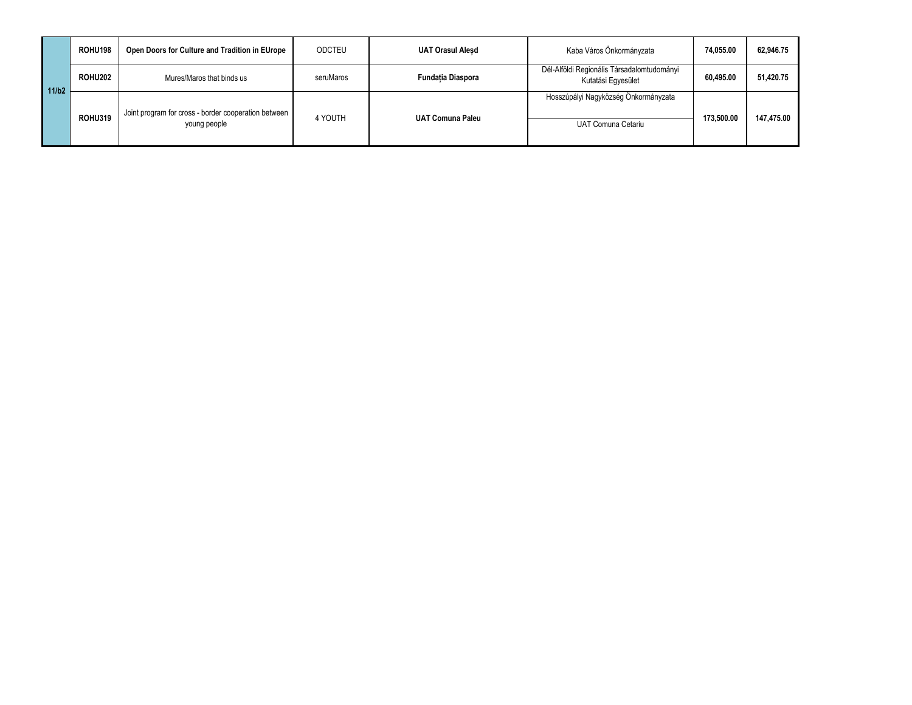| | | | | | | | |
|---|---|---|---|---|---|---|---|
| 11/b2 | **ROHU198** | **Open Doors for Culture and Tradition in EUrope** | ODCTEU | **UAT Orasul Aleșd** | Kaba Város Önkormányzata | **74,055.00** | **62,946.75** |
| | **ROHU202** | Mures/Maros that binds us | seruMaros | **Fundația Diaspora** | Dél-Alföldi Regionális Társadalomtudományi Kutatási Egyesület | **60,495.00** | **51,420.75** |
| | **ROHU319** | Joint program for cross - border cooperation between young people | 4 YOUTH | **UAT Comuna Paleu** | Hosszúpályi Nagyközség Önkormányzata<br>UAT Comuna Cetariu | **173,500.00** | **147,475.00** |